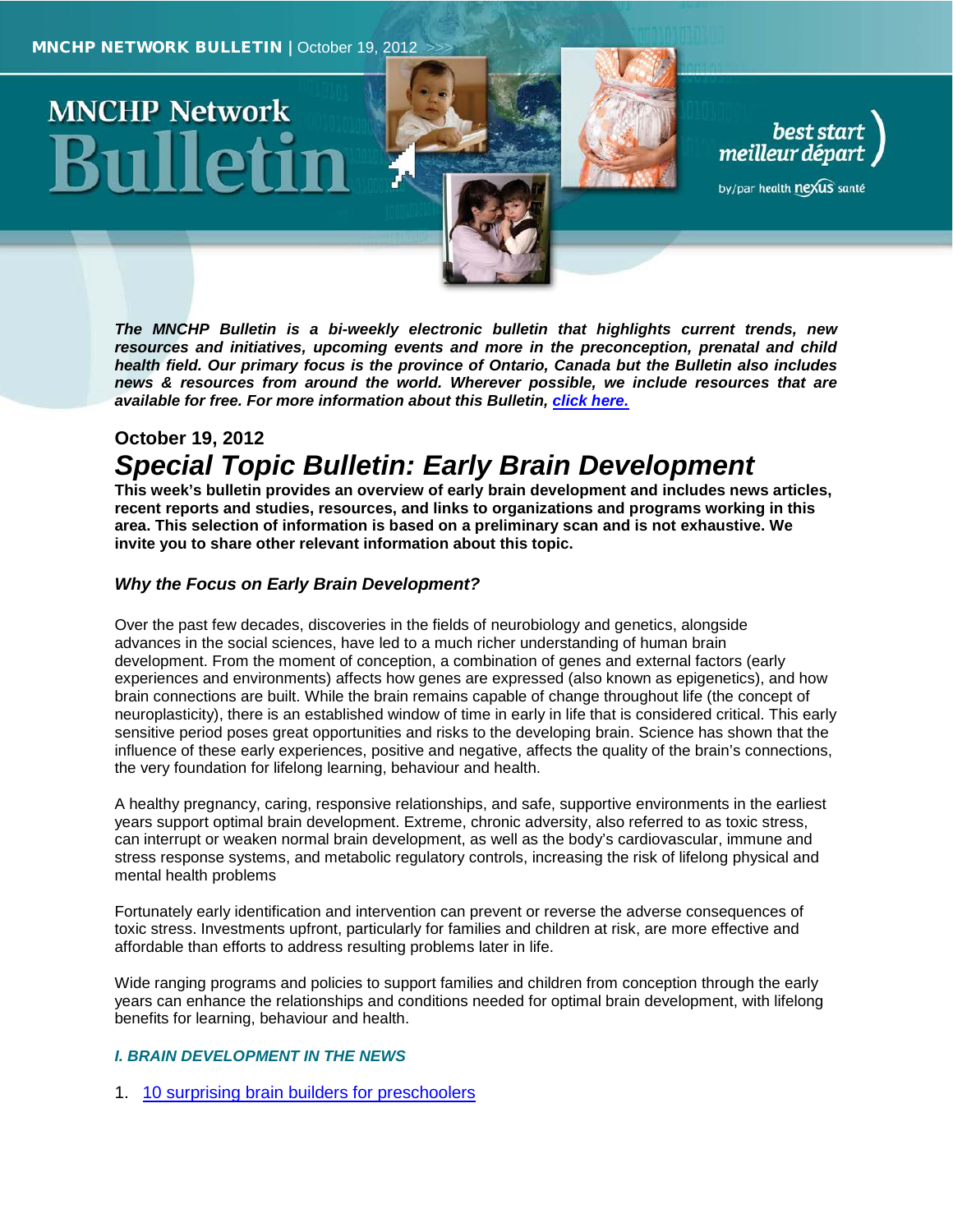MNCHP NETWORK BULLETIN | October 19, 2012

# MNCHP Network Bulletin

best start meilleur départ

by/par health nexus santé

***The MNCHP Bulletin is a bi-weekly electronic bulletin that highlights current trends, new resources and initiatives, upcoming events and more in the preconception, prenatal and child health field. Our primary focus is the province of Ontario, Canada but the Bulletin also includes news & resources from around the world. Wherever possible, we include resources that are available for free. For more information about this Bulletin, [click here.](#)***

**October 19, 2012**

## *Special Topic Bulletin: Early Brain Development*

**This week's bulletin provides an overview of early brain development and includes news articles, recent reports and studies, resources, and links to organizations and programs working in this area. This selection of information is based on a preliminary scan and is not exhaustive. We invite you to share other relevant information about this topic.**

### *Why the Focus on Early Brain Development?*

Over the past few decades, discoveries in the fields of neurobiology and genetics, alongside advances in the social sciences, have led to a much richer understanding of human brain development. From the moment of conception, a combination of genes and external factors (early experiences and environments) affects how genes are expressed (also known as epigenetics), and how brain connections are built. While the brain remains capable of change throughout life (the concept of neuroplasticity), there is an established window of time in early in life that is considered critical. This early sensitive period poses great opportunities and risks to the developing brain. Science has shown that the influence of these early experiences, positive and negative, affects the quality of the brain's connections, the very foundation for lifelong learning, behaviour and health.

A healthy pregnancy, caring, responsive relationships, and safe, supportive environments in the earliest years support optimal brain development. Extreme, chronic adversity, also referred to as toxic stress, can interrupt or weaken normal brain development, as well as the body's cardiovascular, immune and stress response systems, and metabolic regulatory controls, increasing the risk of lifelong physical and mental health problems

Fortunately early identification and intervention can prevent or reverse the adverse consequences of toxic stress. Investments upfront, particularly for families and children at risk, are more effective and affordable than efforts to address resulting problems later in life.

Wide ranging programs and policies to support families and children from conception through the early years can enhance the relationships and conditions needed for optimal brain development, with lifelong benefits for learning, behaviour and health.

### *I. BRAIN DEVELOPMENT IN THE NEWS*

1. [10 surprising brain builders for preschoolers](#)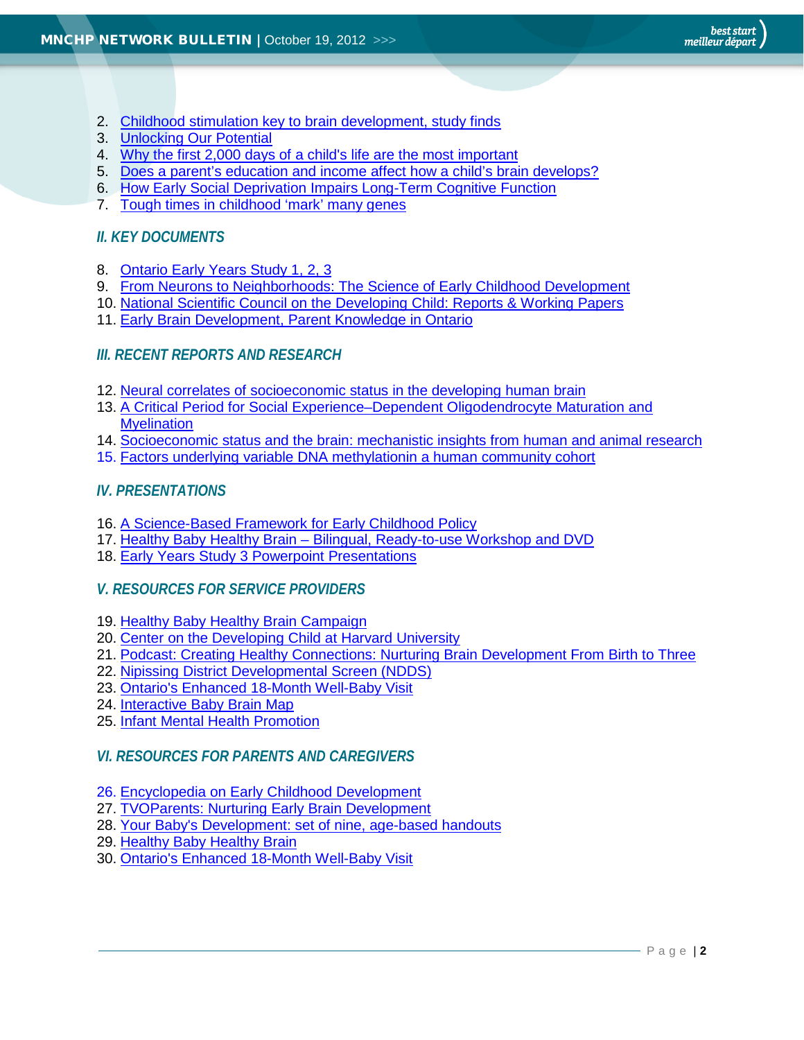2. Childhood stimulation key to brain development, study finds
3. Unlocking Our Potential
4. Why the first 2,000 days of a child's life are the most important
5. Does a parent's education and income affect how a child's brain develops?
6. How Early Social Deprivation Impairs Long-Term Cognitive Function
7. Tough times in childhood 'mark' many genes

### *II. KEY DOCUMENTS*

8. Ontario Early Years Study 1, 2, 3
9. From Neurons to Neighborhoods: The Science of Early Childhood Development
10. National Scientific Council on the Developing Child: Reports & Working Papers
11. Early Brain Development, Parent Knowledge in Ontario

### *III. RECENT REPORTS AND RESEARCH*

12. Neural correlates of socioeconomic status in the developing human brain
13. A Critical Period for Social Experience–Dependent Oligodendrocyte Maturation and Myelination
14. Socioeconomic status and the brain: mechanistic insights from human and animal research
15. Factors underlying variable DNA methylationin a human community cohort

### *IV. PRESENTATIONS*

16. A Science-Based Framework for Early Childhood Policy
17. Healthy Baby Healthy Brain – Bilingual, Ready-to-use Workshop and DVD
18. Early Years Study 3 Powerpoint Presentations

### *V. RESOURCES FOR SERVICE PROVIDERS*

19. Healthy Baby Healthy Brain Campaign
20. Center on the Developing Child at Harvard University
21. Podcast: Creating Healthy Connections: Nurturing Brain Development From Birth to Three
22. Nipissing District Developmental Screen (NDDS)
23. Ontario's Enhanced 18-Month Well-Baby Visit
24. Interactive Baby Brain Map
25. Infant Mental Health Promotion

### *VI. RESOURCES FOR PARENTS AND CAREGIVERS*

26. Encyclopedia on Early Childhood Development
27. TVOParents: Nurturing Early Brain Development
28. Your Baby's Development: set of nine, age-based handouts
29. Healthy Baby Healthy Brain
30. Ontario's Enhanced 18-Month Well-Baby Visit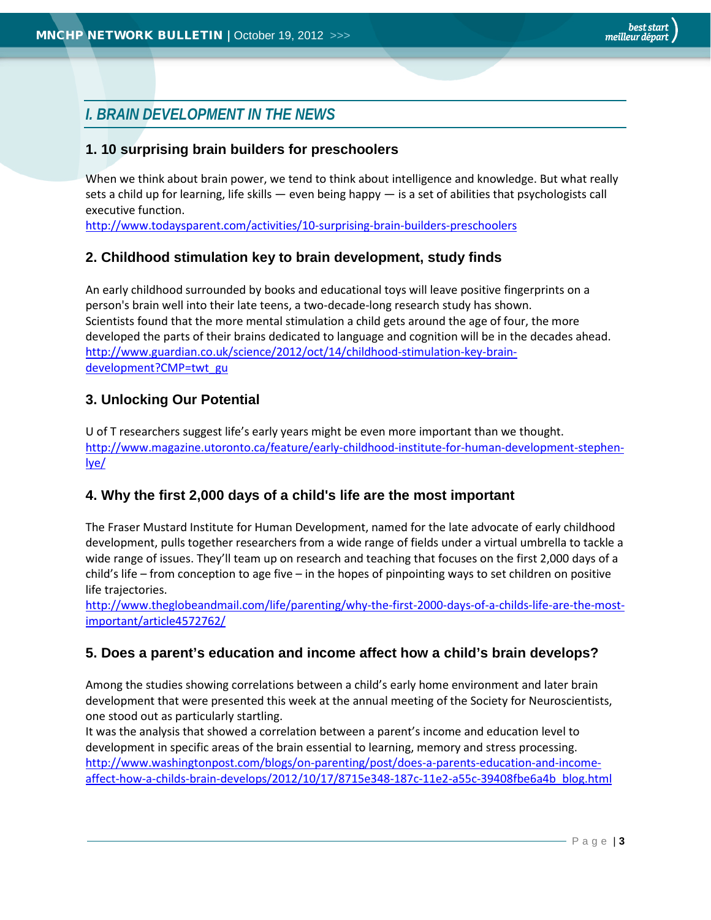## I. BRAIN DEVELOPMENT IN THE NEWS

### 1. 10 surprising brain builders for preschoolers

When we think about brain power, we tend to think about intelligence and knowledge. But what really sets a child up for learning, life skills — even being happy — is a set of abilities that psychologists call executive function.
http://www.todaysparent.com/activities/10-surprising-brain-builders-preschoolers

### 2. Childhood stimulation key to brain development, study finds

An early childhood surrounded by books and educational toys will leave positive fingerprints on a person's brain well into their late teens, a two-decade-long research study has shown.
Scientists found that the more mental stimulation a child gets around the age of four, the more developed the parts of their brains dedicated to language and cognition will be in the decades ahead.
http://www.guardian.co.uk/science/2012/oct/14/childhood-stimulation-key-brain-development?CMP=twt_gu

### 3. Unlocking Our Potential

U of T researchers suggest life's early years might be even more important than we thought.
http://www.magazine.utoronto.ca/feature/early-childhood-institute-for-human-development-stephen-lye/

### 4. Why the first 2,000 days of a child's life are the most important

The Fraser Mustard Institute for Human Development, named for the late advocate of early childhood development, pulls together researchers from a wide range of fields under a virtual umbrella to tackle a wide range of issues. They'll team up on research and teaching that focuses on the first 2,000 days of a child's life – from conception to age five – in the hopes of pinpointing ways to set children on positive life trajectories.
http://www.theglobeandmail.com/life/parenting/why-the-first-2000-days-of-a-childs-life-are-the-most-important/article4572762/

### 5. Does a parent's education and income affect how a child's brain develops?

Among the studies showing correlations between a child's early home environment and later brain development that were presented this week at the annual meeting of the Society for Neuroscientists, one stood out as particularly startling.
It was the analysis that showed a correlation between a parent's income and education level to development in specific areas of the brain essential to learning, memory and stress processing.
http://www.washingtonpost.com/blogs/on-parenting/post/does-a-parents-education-and-income-affect-how-a-childs-brain-develops/2012/10/17/8715e348-187c-11e2-a55c-39408fbe6a4b_blog.html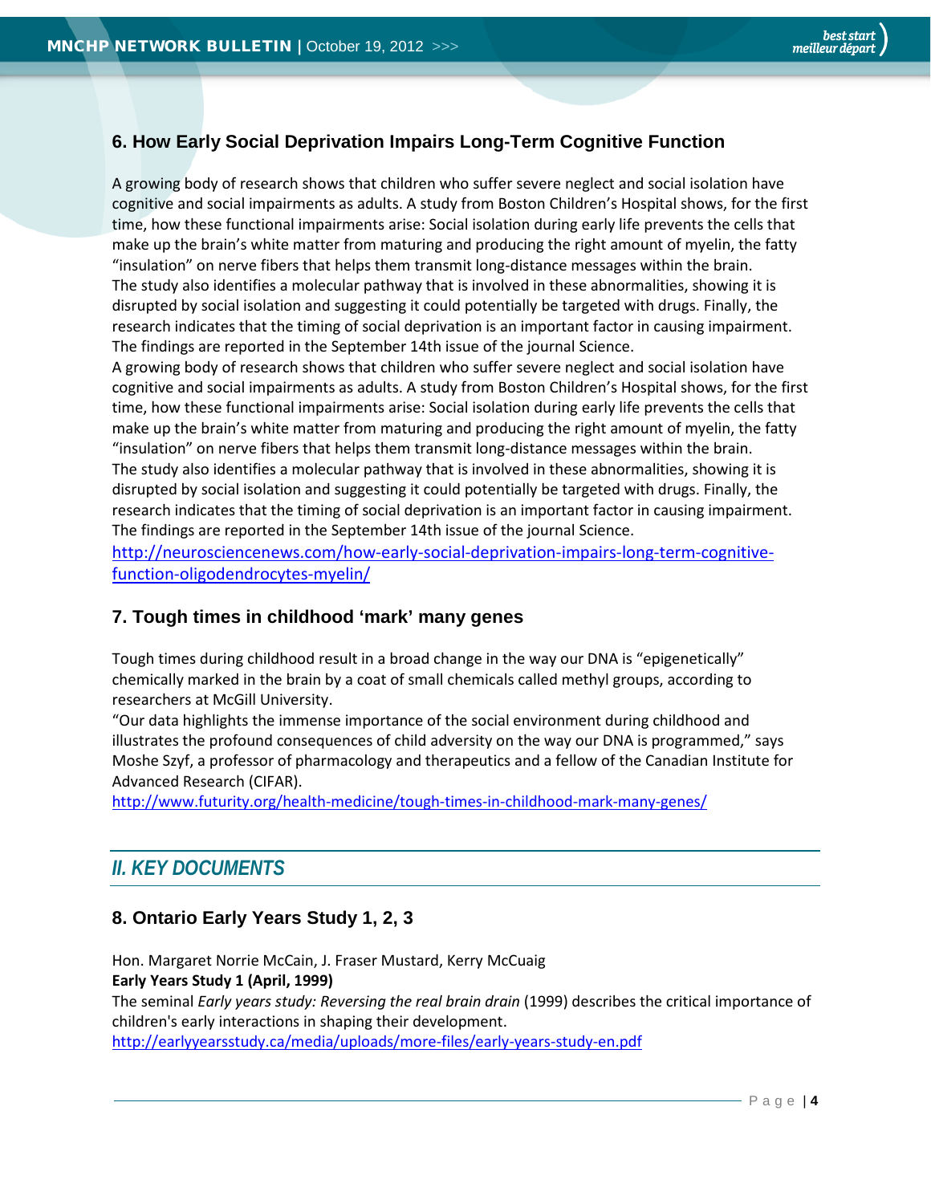## 6. How Early Social Deprivation Impairs Long-Term Cognitive Function

A growing body of research shows that children who suffer severe neglect and social isolation have cognitive and social impairments as adults. A study from Boston Children's Hospital shows, for the first time, how these functional impairments arise: Social isolation during early life prevents the cells that make up the brain's white matter from maturing and producing the right amount of myelin, the fatty "insulation" on nerve fibers that helps them transmit long-distance messages within the brain.
The study also identifies a molecular pathway that is involved in these abnormalities, showing it is disrupted by social isolation and suggesting it could potentially be targeted with drugs. Finally, the research indicates that the timing of social deprivation is an important factor in causing impairment. The findings are reported in the September 14th issue of the journal Science.
A growing body of research shows that children who suffer severe neglect and social isolation have cognitive and social impairments as adults. A study from Boston Children's Hospital shows, for the first time, how these functional impairments arise: Social isolation during early life prevents the cells that make up the brain's white matter from maturing and producing the right amount of myelin, the fatty "insulation" on nerve fibers that helps them transmit long-distance messages within the brain.
The study also identifies a molecular pathway that is involved in these abnormalities, showing it is disrupted by social isolation and suggesting it could potentially be targeted with drugs. Finally, the research indicates that the timing of social deprivation is an important factor in causing impairment. The findings are reported in the September 14th issue of the journal Science.
http://neurosciencenews.com/how-early-social-deprivation-impairs-long-term-cognitive-function-oligodendrocytes-myelin/

## 7. Tough times in childhood 'mark' many genes

Tough times during childhood result in a broad change in the way our DNA is "epigenetically" chemically marked in the brain by a coat of small chemicals called methyl groups, according to researchers at McGill University.
"Our data highlights the immense importance of the social environment during childhood and illustrates the profound consequences of child adversity on the way our DNA is programmed," says Moshe Szyf, a professor of pharmacology and therapeutics and a fellow of the Canadian Institute for Advanced Research (CIFAR).
http://www.futurity.org/health-medicine/tough-times-in-childhood-mark-many-genes/

# II. KEY DOCUMENTS

## 8. Ontario Early Years Study 1, 2, 3

Hon. Margaret Norrie McCain, J. Fraser Mustard, Kerry McCuaig
**Early Years Study 1 (April, 1999)**
The seminal *Early years study: Reversing the real brain drain* (1999) describes the critical importance of children's early interactions in shaping their development.
http://earlyyearsstudy.ca/media/uploads/more-files/early-years-study-en.pdf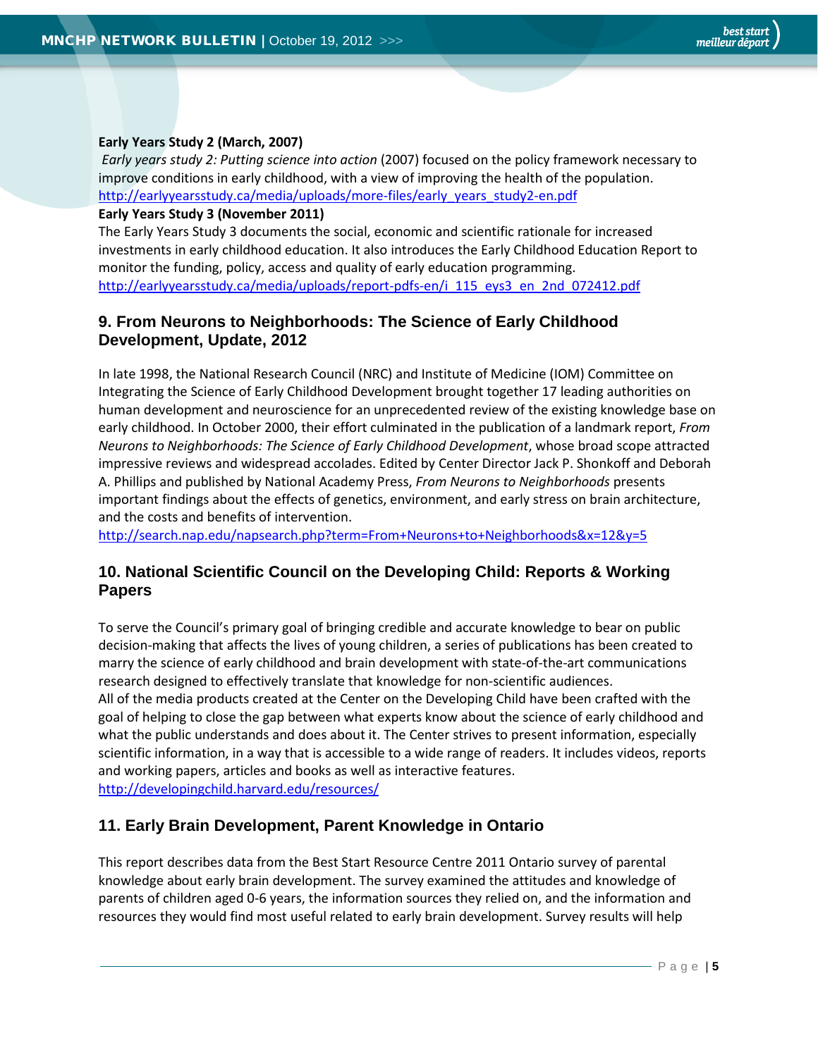**Early Years Study 2 (March, 2007)**

*Early years study 2: Putting science into action* (2007) focused on the policy framework necessary to improve conditions in early childhood, with a view of improving the health of the population.
http://earlyyearsstudy.ca/media/uploads/more-files/early_years_study2-en.pdf

**Early Years Study 3 (November 2011)**

The Early Years Study 3 documents the social, economic and scientific rationale for increased investments in early childhood education. It also introduces the Early Childhood Education Report to monitor the funding, policy, access and quality of early education programming.
http://earlyyearsstudy.ca/media/uploads/report-pdfs-en/i_115_eys3_en_2nd_072412.pdf

## 9. From Neurons to Neighborhoods: The Science of Early Childhood Development, Update, 2012

In late 1998, the National Research Council (NRC) and Institute of Medicine (IOM) Committee on Integrating the Science of Early Childhood Development brought together 17 leading authorities on human development and neuroscience for an unprecedented review of the existing knowledge base on early childhood. In October 2000, their effort culminated in the publication of a landmark report, *From Neurons to Neighborhoods: The Science of Early Childhood Development*, whose broad scope attracted impressive reviews and widespread accolades. Edited by Center Director Jack P. Shonkoff and Deborah A. Phillips and published by National Academy Press, *From Neurons to Neighborhoods* presents important findings about the effects of genetics, environment, and early stress on brain architecture, and the costs and benefits of intervention.
http://search.nap.edu/napsearch.php?term=From+Neurons+to+Neighborhoods&x=12&y=5

## 10. National Scientific Council on the Developing Child: Reports & Working Papers

To serve the Council's primary goal of bringing credible and accurate knowledge to bear on public decision-making that affects the lives of young children, a series of publications has been created to marry the science of early childhood and brain development with state-of-the-art communications research designed to effectively translate that knowledge for non-scientific audiences.
All of the media products created at the Center on the Developing Child have been crafted with the goal of helping to close the gap between what experts know about the science of early childhood and what the public understands and does about it. The Center strives to present information, especially scientific information, in a way that is accessible to a wide range of readers. It includes videos, reports and working papers, articles and books as well as interactive features.
http://developingchild.harvard.edu/resources/

## 11. Early Brain Development, Parent Knowledge in Ontario

This report describes data from the Best Start Resource Centre 2011 Ontario survey of parental knowledge about early brain development. The survey examined the attitudes and knowledge of parents of children aged 0-6 years, the information sources they relied on, and the information and resources they would find most useful related to early brain development. Survey results will help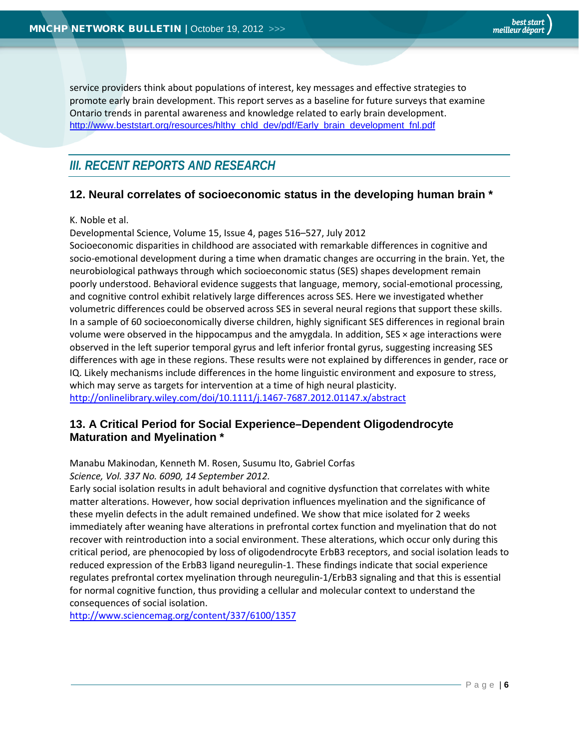service providers think about populations of interest, key messages and effective strategies to promote early brain development. This report serves as a baseline for future surveys that examine Ontario trends in parental awareness and knowledge related to early brain development.
http://www.beststart.org/resources/hlthy_chld_dev/pdf/Early_brain_development_fnl.pdf

## *III. RECENT REPORTS AND RESEARCH*

### 12. Neural correlates of socioeconomic status in the developing human brain *

K. Noble et al.
Developmental Science, Volume 15, Issue 4, pages 516–527, July 2012
Socioeconomic disparities in childhood are associated with remarkable differences in cognitive and socio-emotional development during a time when dramatic changes are occurring in the brain. Yet, the neurobiological pathways through which socioeconomic status (SES) shapes development remain poorly understood. Behavioral evidence suggests that language, memory, social-emotional processing, and cognitive control exhibit relatively large differences across SES. Here we investigated whether volumetric differences could be observed across SES in several neural regions that support these skills. In a sample of 60 socioeconomically diverse children, highly significant SES differences in regional brain volume were observed in the hippocampus and the amygdala. In addition, SES × age interactions were observed in the left superior temporal gyrus and left inferior frontal gyrus, suggesting increasing SES differences with age in these regions. These results were not explained by differences in gender, race or IQ. Likely mechanisms include differences in the home linguistic environment and exposure to stress, which may serve as targets for intervention at a time of high neural plasticity.
http://onlinelibrary.wiley.com/doi/10.1111/j.1467-7687.2012.01147.x/abstract

### 13. A Critical Period for Social Experience–Dependent Oligodendrocyte Maturation and Myelination *

Manabu Makinodan, Kenneth M. Rosen, Susumu Ito, Gabriel Corfas
*Science, Vol. 337 No. 6090, 14 September 2012.*
Early social isolation results in adult behavioral and cognitive dysfunction that correlates with white matter alterations. However, how social deprivation influences myelination and the significance of these myelin defects in the adult remained undefined. We show that mice isolated for 2 weeks immediately after weaning have alterations in prefrontal cortex function and myelination that do not recover with reintroduction into a social environment. These alterations, which occur only during this critical period, are phenocopied by loss of oligodendrocyte ErbB3 receptors, and social isolation leads to reduced expression of the ErbB3 ligand neuregulin-1. These findings indicate that social experience regulates prefrontal cortex myelination through neuregulin-1/ErbB3 signaling and that this is essential for normal cognitive function, thus providing a cellular and molecular context to understand the consequences of social isolation.
http://www.sciencemag.org/content/337/6100/1357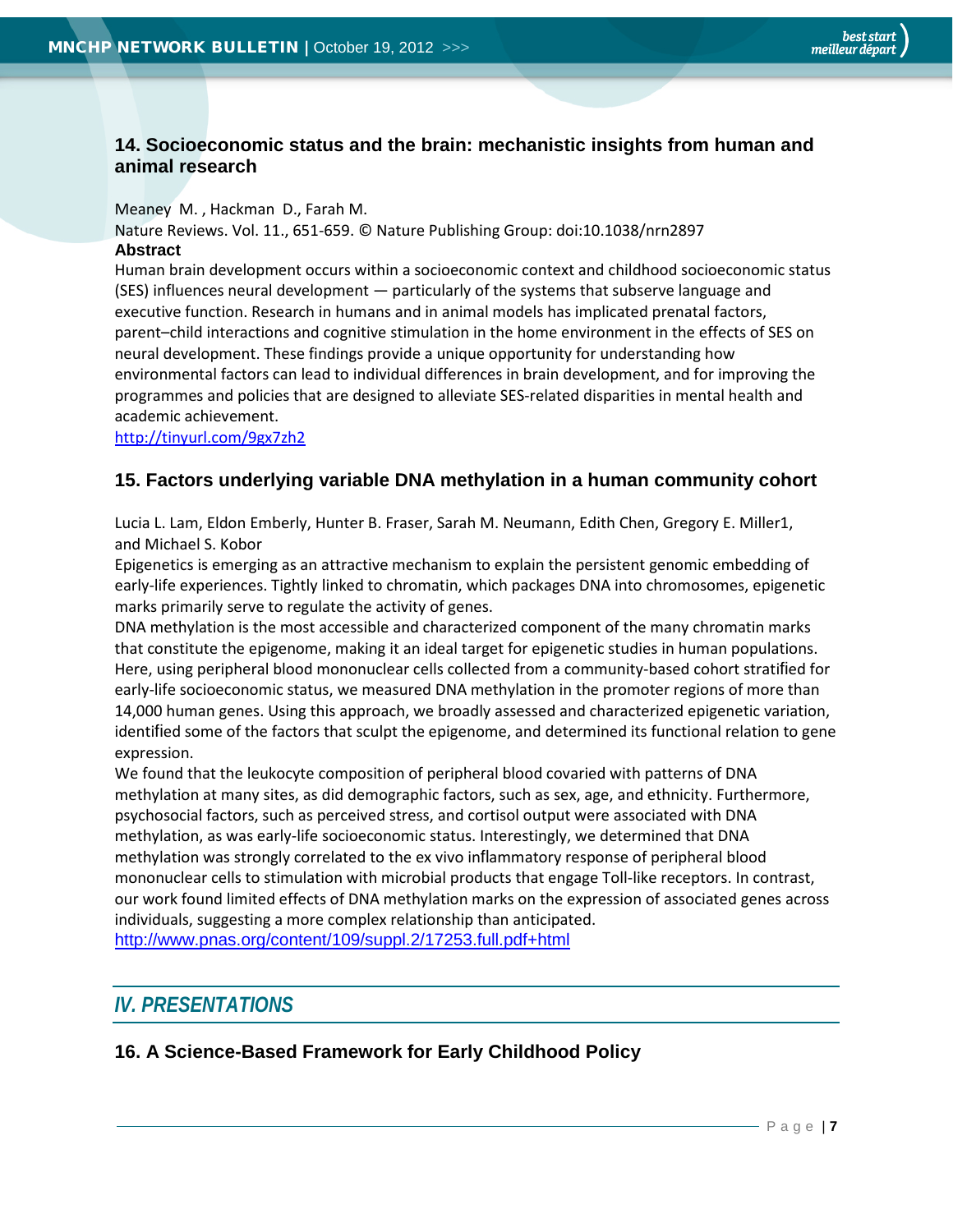### 14. Socioeconomic status and the brain: mechanistic insights from human and animal research

Meaney M. , Hackman D., Farah M.

Nature Reviews. Vol. 11., 651-659. © Nature Publishing Group: doi:10.1038/nrn2897

**Abstract**

Human brain development occurs within a socioeconomic context and childhood socioeconomic status (SES) influences neural development — particularly of the systems that subserve language and executive function. Research in humans and in animal models has implicated prenatal factors, parent–child interactions and cognitive stimulation in the home environment in the effects of SES on neural development. These findings provide a unique opportunity for understanding how environmental factors can lead to individual differences in brain development, and for improving the programmes and policies that are designed to alleviate SES-related disparities in mental health and academic achievement.

http://tinyurl.com/9gx7zh2

### 15. Factors underlying variable DNA methylation in a human community cohort

Lucia L. Lam, Eldon Emberly, Hunter B. Fraser, Sarah M. Neumann, Edith Chen, Gregory E. Miller1, and Michael S. Kobor

Epigenetics is emerging as an attractive mechanism to explain the persistent genomic embedding of early-life experiences. Tightly linked to chromatin, which packages DNA into chromosomes, epigenetic marks primarily serve to regulate the activity of genes.

DNA methylation is the most accessible and characterized component of the many chromatin marks that constitute the epigenome, making it an ideal target for epigenetic studies in human populations. Here, using peripheral blood mononuclear cells collected from a community-based cohort stratified for early-life socioeconomic status, we measured DNA methylation in the promoter regions of more than 14,000 human genes. Using this approach, we broadly assessed and characterized epigenetic variation, identified some of the factors that sculpt the epigenome, and determined its functional relation to gene expression.

We found that the leukocyte composition of peripheral blood covaried with patterns of DNA methylation at many sites, as did demographic factors, such as sex, age, and ethnicity. Furthermore, psychosocial factors, such as perceived stress, and cortisol output were associated with DNA methylation, as was early-life socioeconomic status. Interestingly, we determined that DNA methylation was strongly correlated to the ex vivo inflammatory response of peripheral blood mononuclear cells to stimulation with microbial products that engage Toll-like receptors. In contrast, our work found limited effects of DNA methylation marks on the expression of associated genes across individuals, suggesting a more complex relationship than anticipated.

http://www.pnas.org/content/109/suppl.2/17253.full.pdf+html

## IV. PRESENTATIONS

### 16. A Science-Based Framework for Early Childhood Policy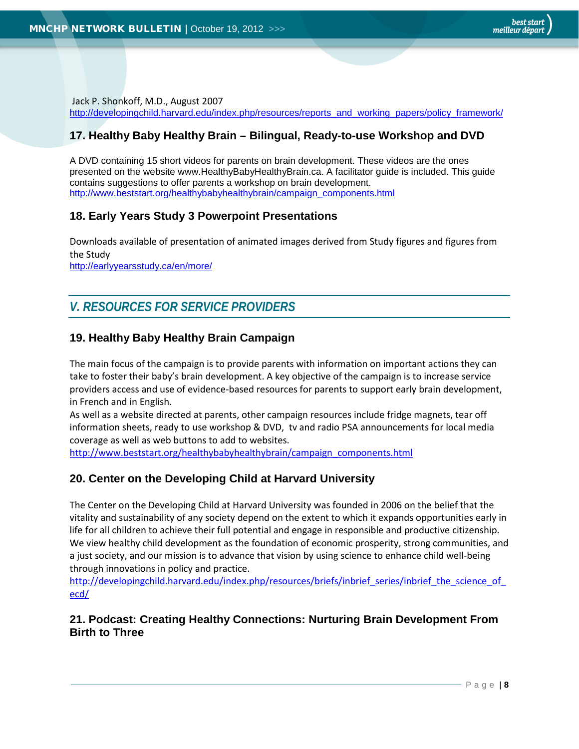Jack P. Shonkoff, M.D., August 2007
http://developingchild.harvard.edu/index.php/resources/reports_and_working_papers/policy_framework/

### 17. Healthy Baby Healthy Brain – Bilingual, Ready-to-use Workshop and DVD

A DVD containing 15 short videos for parents on brain development. These videos are the ones presented on the website www.HealthyBabyHealthyBrain.ca. A facilitator guide is included. This guide contains suggestions to offer parents a workshop on brain development.
http://www.beststart.org/healthybabyhealthybrain/campaign_components.html

### 18. Early Years Study 3 Powerpoint Presentations

Downloads available of presentation of animated images derived from Study figures and figures from the Study
http://earlyyearsstudy.ca/en/more/

## *V. RESOURCES FOR SERVICE PROVIDERS*

### 19. Healthy Baby Healthy Brain Campaign

The main focus of the campaign is to provide parents with information on important actions they can take to foster their baby's brain development. A key objective of the campaign is to increase service providers access and use of evidence-based resources for parents to support early brain development, in French and in English.
As well as a website directed at parents, other campaign resources include fridge magnets, tear off information sheets, ready to use workshop & DVD, tv and radio PSA announcements for local media coverage as well as web buttons to add to websites.
http://www.beststart.org/healthybabyhealthybrain/campaign_components.html

### 20. Center on the Developing Child at Harvard University

The Center on the Developing Child at Harvard University was founded in 2006 on the belief that the vitality and sustainability of any society depend on the extent to which it expands opportunities early in life for all children to achieve their full potential and engage in responsible and productive citizenship. We view healthy child development as the foundation of economic prosperity, strong communities, and a just society, and our mission is to advance that vision by using science to enhance child well-being through innovations in policy and practice.
http://developingchild.harvard.edu/index.php/resources/briefs/inbrief_series/inbrief_the_science_of_ecd/

### 21. Podcast: Creating Healthy Connections: Nurturing Brain Development From Birth to Three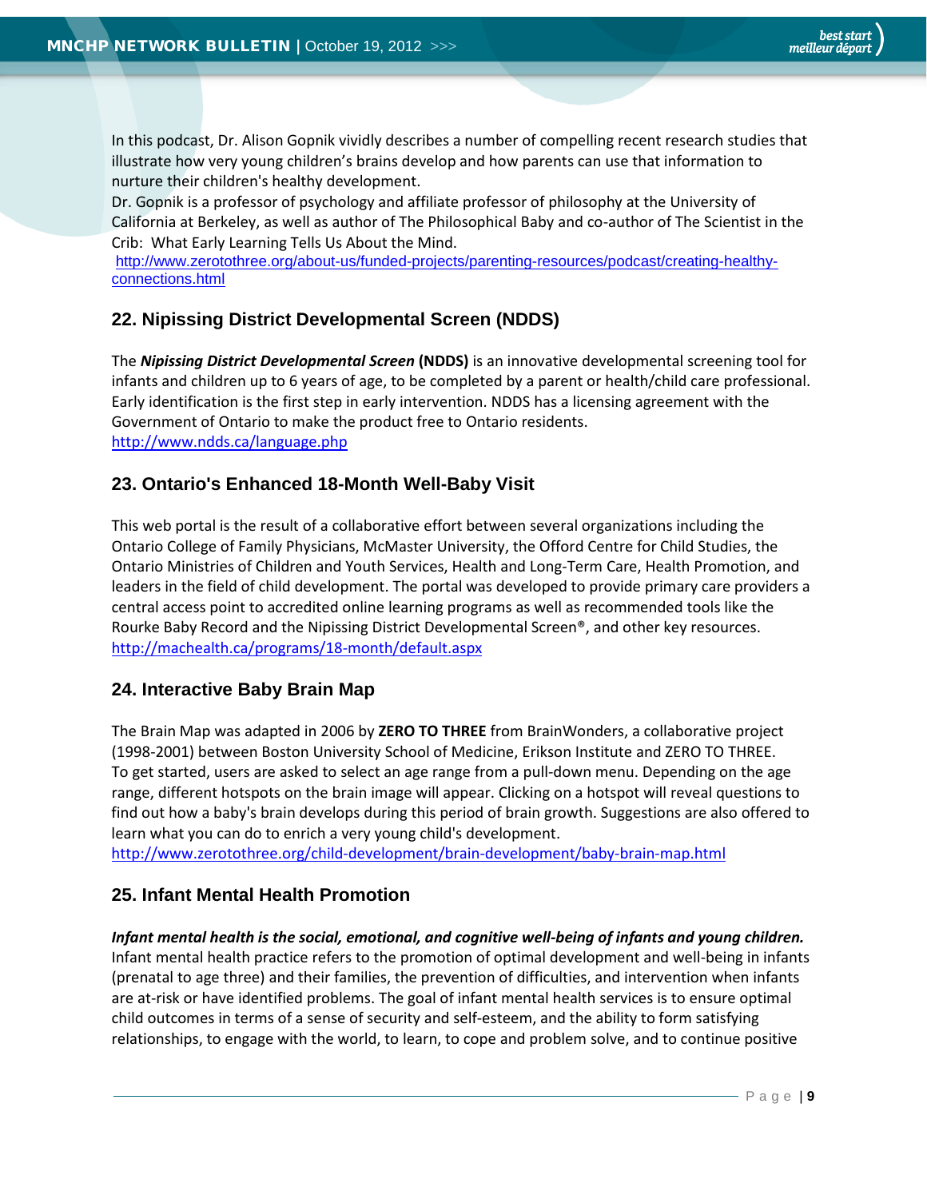In this podcast, Dr. Alison Gopnik vividly describes a number of compelling recent research studies that illustrate how very young children's brains develop and how parents can use that information to nurture their children's healthy development.

Dr. Gopnik is a professor of psychology and affiliate professor of philosophy at the University of California at Berkeley, as well as author of The Philosophical Baby and co-author of The Scientist in the Crib: What Early Learning Tells Us About the Mind.

http://www.zerotothree.org/about-us/funded-projects/parenting-resources/podcast/creating-healthy-connections.html

## 22. Nipissing District Developmental Screen (NDDS)

The ***Nipissing District Developmental Screen*** **(NDDS)** is an innovative developmental screening tool for infants and children up to 6 years of age, to be completed by a parent or health/child care professional. Early identification is the first step in early intervention. NDDS has a licensing agreement with the Government of Ontario to make the product free to Ontario residents.

http://www.ndds.ca/language.php

## 23. Ontario's Enhanced 18-Month Well-Baby Visit

This web portal is the result of a collaborative effort between several organizations including the Ontario College of Family Physicians, McMaster University, the Offord Centre for Child Studies, the Ontario Ministries of Children and Youth Services, Health and Long-Term Care, Health Promotion, and leaders in the field of child development. The portal was developed to provide primary care providers a central access point to accredited online learning programs as well as recommended tools like the Rourke Baby Record and the Nipissing District Developmental Screen®, and other key resources.

http://machealth.ca/programs/18-month/default.aspx

## 24. Interactive Baby Brain Map

The Brain Map was adapted in 2006 by **ZERO TO THREE** from BrainWonders, a collaborative project (1998-2001) between Boston University School of Medicine, Erikson Institute and ZERO TO THREE. To get started, users are asked to select an age range from a pull-down menu. Depending on the age range, different hotspots on the brain image will appear. Clicking on a hotspot will reveal questions to find out how a baby's brain develops during this period of brain growth. Suggestions are also offered to learn what you can do to enrich a very young child's development.

http://www.zerotothree.org/child-development/brain-development/baby-brain-map.html

## 25. Infant Mental Health Promotion

***Infant mental health is the social, emotional, and cognitive well-being of infants and young children.***
Infant mental health practice refers to the promotion of optimal development and well-being in infants (prenatal to age three) and their families, the prevention of difficulties, and intervention when infants are at-risk or have identified problems. The goal of infant mental health services is to ensure optimal child outcomes in terms of a sense of security and self-esteem, and the ability to form satisfying relationships, to engage with the world, to learn, to cope and problem solve, and to continue positive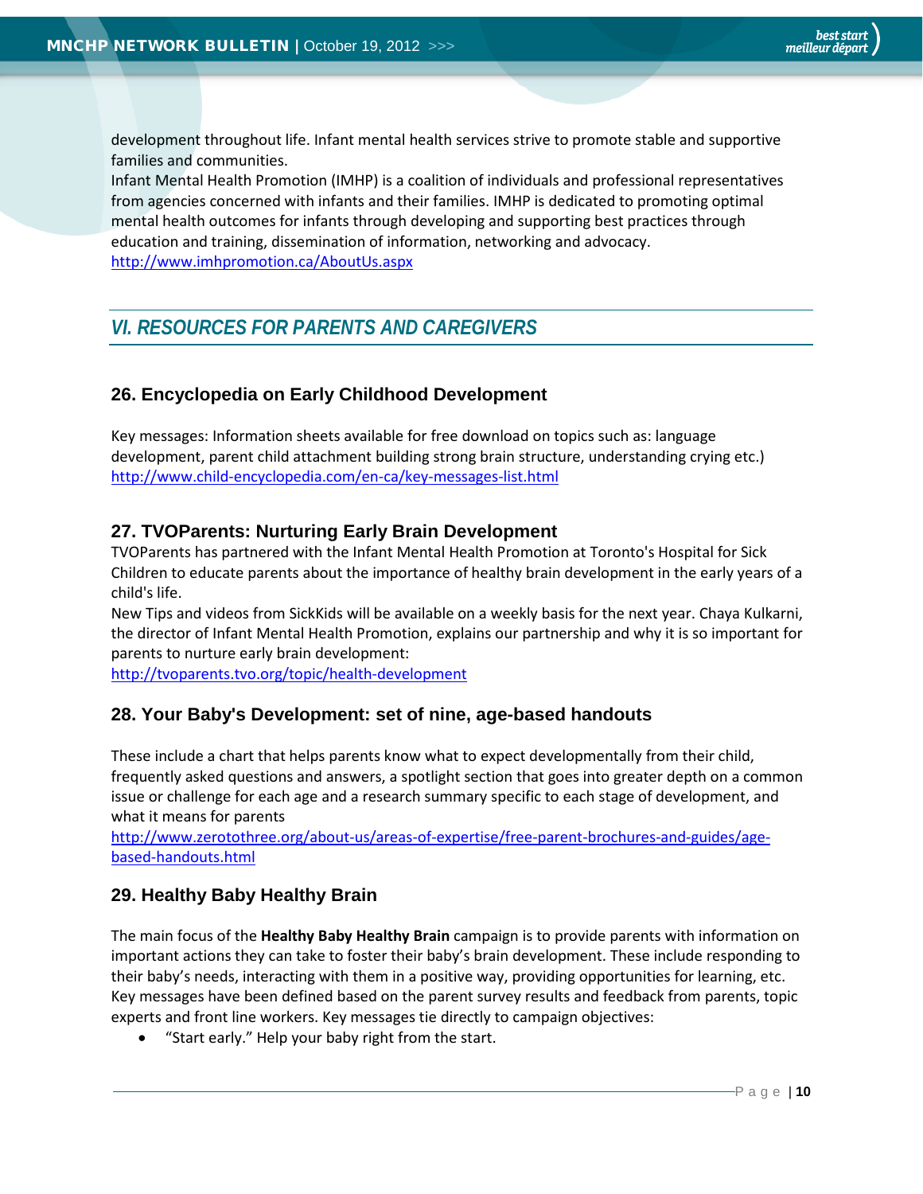development throughout life. Infant mental health services strive to promote stable and supportive families and communities.

Infant Mental Health Promotion (IMHP) is a coalition of individuals and professional representatives from agencies concerned with infants and their families. IMHP is dedicated to promoting optimal mental health outcomes for infants through developing and supporting best practices through education and training, dissemination of information, networking and advocacy.
http://www.imhpromotion.ca/AboutUs.aspx

## *VI. RESOURCES FOR PARENTS AND CAREGIVERS*

### 26. Encyclopedia on Early Childhood Development

Key messages: Information sheets available for free download on topics such as: language development, parent child attachment building strong brain structure, understanding crying etc.)
http://www.child-encyclopedia.com/en-ca/key-messages-list.html

### 27. TVOParents: Nurturing Early Brain Development

TVOParents has partnered with the Infant Mental Health Promotion at Toronto's Hospital for Sick Children to educate parents about the importance of healthy brain development in the early years of a child's life.

New Tips and videos from SickKids will be available on a weekly basis for the next year. Chaya Kulkarni, the director of Infant Mental Health Promotion, explains our partnership and why it is so important for parents to nurture early brain development:
http://tvoparents.tvo.org/topic/health-development

### 28. Your Baby's Development: set of nine, age-based handouts

These include a chart that helps parents know what to expect developmentally from their child, frequently asked questions and answers, a spotlight section that goes into greater depth on a common issue or challenge for each age and a research summary specific to each stage of development, and what it means for parents
http://www.zerotothree.org/about-us/areas-of-expertise/free-parent-brochures-and-guides/age-based-handouts.html

### 29. Healthy Baby Healthy Brain

The main focus of the **Healthy Baby Healthy Brain** campaign is to provide parents with information on important actions they can take to foster their baby's brain development. These include responding to their baby's needs, interacting with them in a positive way, providing opportunities for learning, etc. Key messages have been defined based on the parent survey results and feedback from parents, topic experts and front line workers. Key messages tie directly to campaign objectives:

- "Start early." Help your baby right from the start.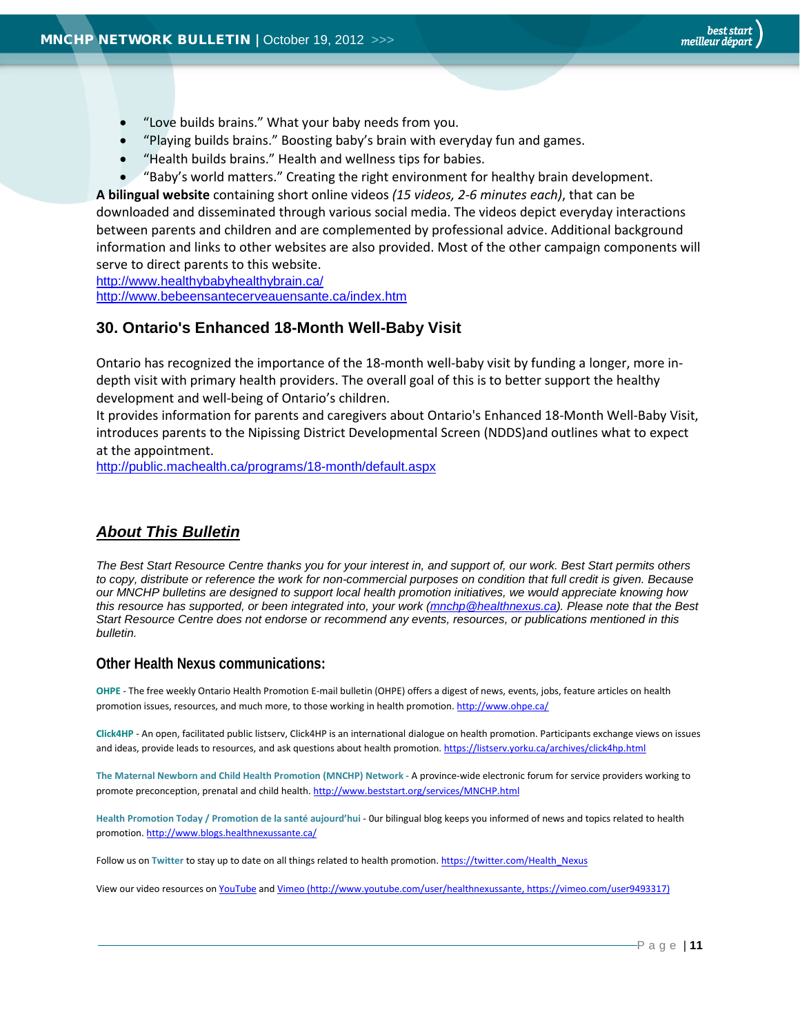- “Love builds brains.” What your baby needs from you.
- “Playing builds brains.” Boosting baby’s brain with everyday fun and games.
- “Health builds brains.” Health and wellness tips for babies.
- “Baby’s world matters.” Creating the right environment for healthy brain development.

**A bilingual website** containing short online videos *(15 videos, 2-6 minutes each)*, that can be downloaded and disseminated through various social media. The videos depict everyday interactions between parents and children and are complemented by professional advice. Additional background information and links to other websites are also provided. Most of the other campaign components will serve to direct parents to this website.
http://www.healthybabyhealthybrain.ca/
http://www.bebeensantecerveauensante.ca/index.htm

## 30. Ontario's Enhanced 18-Month Well-Baby Visit

Ontario has recognized the importance of the 18-month well-baby visit by funding a longer, more in-depth visit with primary health providers. The overall goal of this is to better support the healthy development and well-being of Ontario’s children.
It provides information for parents and caregivers about Ontario's Enhanced 18-Month Well-Baby Visit, introduces parents to the Nipissing District Developmental Screen (NDDS)and outlines what to expect at the appointment.
http://public.machealth.ca/programs/18-month/default.aspx

## ***About This Bulletin***

*The Best Start Resource Centre thanks you for your interest in, and support of, our work. Best Start permits others to copy, distribute or reference the work for non-commercial purposes on condition that full credit is given. Because our MNCHP bulletins are designed to support local health promotion initiatives, we would appreciate knowing how this resource has supported, or been integrated into, your work (mnchp@healthnexus.ca). Please note that the Best Start Resource Centre does not endorse or recommend any events, resources, or publications mentioned in this bulletin.*

### Other Health Nexus communications:

**OHPE** - The free weekly Ontario Health Promotion E-mail bulletin (OHPE) offers a digest of news, events, jobs, feature articles on health promotion issues, resources, and much more, to those working in health promotion. http://www.ohpe.ca/

**Click4HP** - An open, facilitated public listserv, Click4HP is an international dialogue on health promotion. Participants exchange views on issues and ideas, provide leads to resources, and ask questions about health promotion. https://listserv.yorku.ca/archives/click4hp.html

**The Maternal Newborn and Child Health Promotion (MNCHP) Network -** A province-wide electronic forum for service providers working to promote preconception, prenatal and child health. http://www.beststart.org/services/MNCHP.html

**Health Promotion Today / Promotion de la santé aujourd’hui** - 0ur bilingual blog keeps you informed of news and topics related to health promotion. http://www.blogs.healthnexussante.ca/

Follow us on **Twitter** to stay up to date on all things related to health promotion. https://twitter.com/Health_Nexus

View our video resources on YouTube and Vimeo (http://www.youtube.com/user/healthnexussante, https://vimeo.com/user9493317)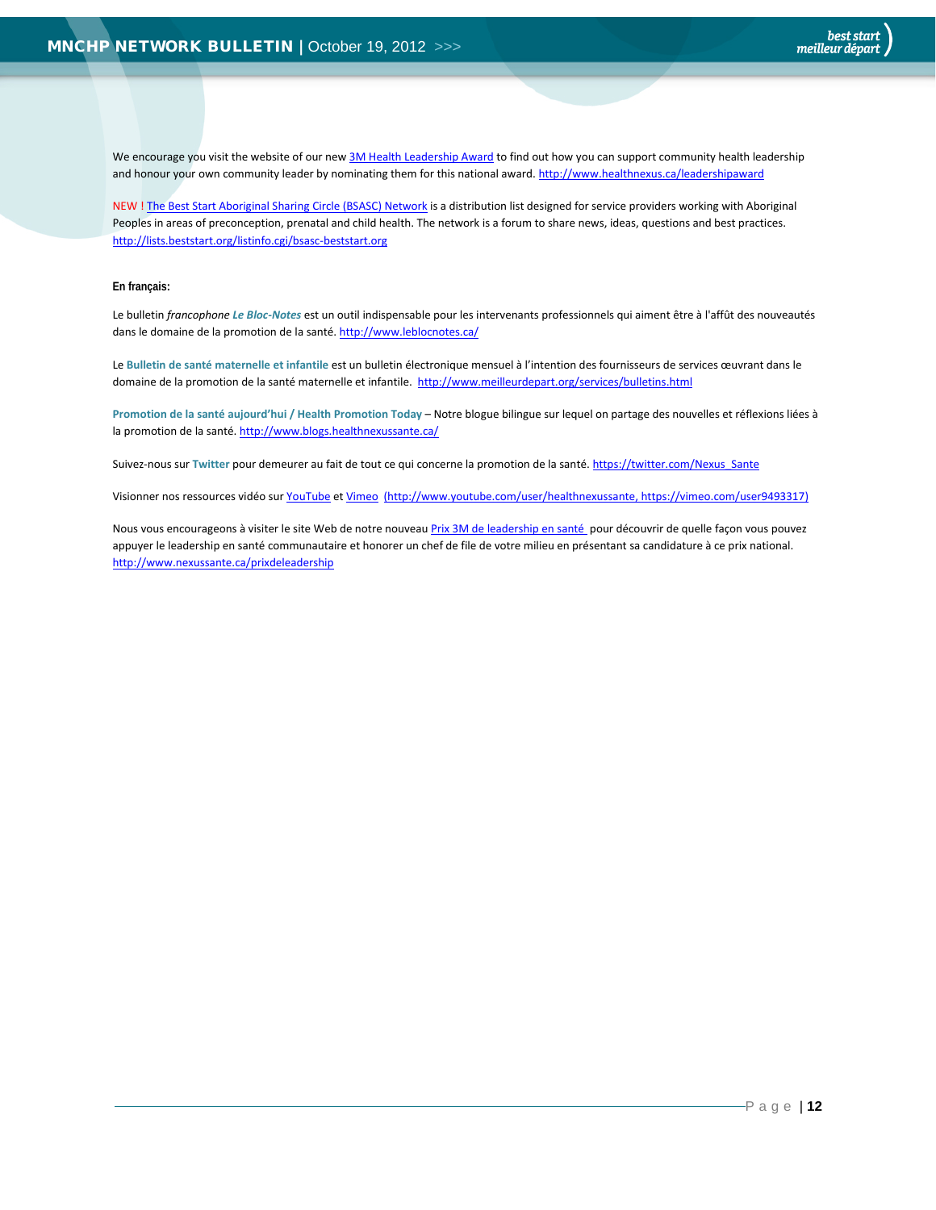We encourage you visit the website of our new 3M Health Leadership Award to find out how you can support community health leadership and honour your own community leader by nominating them for this national award. http://www.healthnexus.ca/leadershipaward

NEW ! The Best Start Aboriginal Sharing Circle (BSASC) Network is a distribution list designed for service providers working with Aboriginal Peoples in areas of preconception, prenatal and child health. The network is a forum to share news, ideas, questions and best practices. http://lists.beststart.org/listinfo.cgi/bsasc-beststart.org

**En français:**

Le bulletin *francophone* ***Le Bloc-Notes*** est un outil indispensable pour les intervenants professionnels qui aiment être à l'affût des nouveautés dans le domaine de la promotion de la santé. http://www.leblocnotes.ca/

Le **Bulletin de santé maternelle et infantile** est un bulletin électronique mensuel à l'intention des fournisseurs de services œuvrant dans le domaine de la promotion de la santé maternelle et infantile. http://www.meilleurdepart.org/services/bulletins.html

**Promotion de la santé aujourd'hui / Health Promotion Today** – Notre blogue bilingue sur lequel on partage des nouvelles et réflexions liées à la promotion de la santé. http://www.blogs.healthnexussante.ca/

Suivez-nous sur **Twitter** pour demeurer au fait de tout ce qui concerne la promotion de la santé. https://twitter.com/Nexus_Sante

Visionner nos ressources vidéo sur YouTube et Vimeo (http://www.youtube.com/user/healthnexussante, https://vimeo.com/user9493317)

Nous vous encourageons à visiter le site Web de notre nouveau Prix 3M de leadership en santé pour découvrir de quelle façon vous pouvez appuyer le leadership en santé communautaire et honorer un chef de file de votre milieu en présentant sa candidature à ce prix national. http://www.nexussante.ca/prixdeleadership